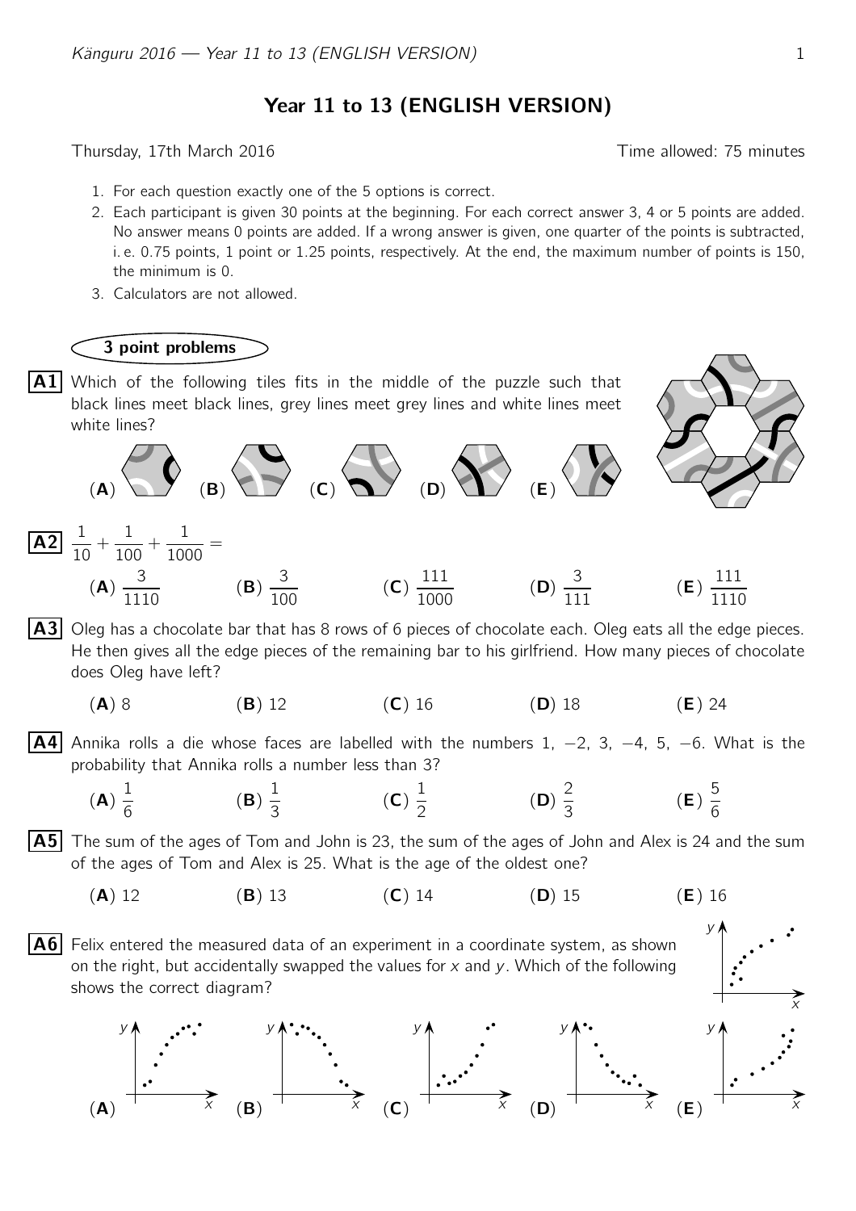# Year 11 to 13 (ENGLISH VERSION)

Thursday, 17th March 2016 Time allowed: 75 minutes

1. For each question exactly one of the 5 options is correct.
2. Each participant is given 30 points at the beginning. For each correct answer 3, 4 or 5 points are added. No answer means 0 points are added. If a wrong answer is given, one quarter of the points is subtracted, i. e. 0.75 points, 1 point or 1.25 points, respectively. At the end, the maximum number of points is 150, the minimum is 0.
3. Calculators are not allowed.

## 3 point problems

**A1** Which of the following tiles fits in the middle of the puzzle such that black lines meet black lines, grey lines meet grey lines and white lines meet white lines?

(**A**) (**B**) (**C**) (**D**) (**E**)

**A2** $\frac{1}{10} + \frac{1}{100} + \frac{1}{1000} =$

(**A**) $\frac{3}{1110}$ (**B**) $\frac{3}{100}$ (**C**) $\frac{111}{1000}$ (**D**) $\frac{3}{111}$ (**E**) $\frac{111}{1110}$

**A3** Oleg has a chocolate bar that has 8 rows of 6 pieces of chocolate each. Oleg eats all the edge pieces. He then gives all the edge pieces of the remaining bar to his girlfriend. How many pieces of chocolate does Oleg have left?

(**A**) 8 (**B**) 12 (**C**) 16 (**D**) 18 (**E**) 24

**A4** Annika rolls a die whose faces are labelled with the numbers 1, −2, 3, −4, 5, −6. What is the probability that Annika rolls a number less than 3?

(**A**) $\frac{1}{6}$ (**B**) $\frac{1}{3}$ (**C**) $\frac{1}{2}$ (**D**) $\frac{2}{3}$ (**E**) $\frac{5}{6}$

**A5** The sum of the ages of Tom and John is 23, the sum of the ages of John and Alex is 24 and the sum of the ages of Tom and Alex is 25. What is the age of the oldest one?

(**A**) 12 (**B**) 13 (**C**) 14 (**D**) 15 (**E**) 16

**A6** Felix entered the measured data of an experiment in a coordinate system, as shown on the right, but accidentally swapped the values for $x$ and $y$. Which of the following shows the correct diagram?

(**A**) (**B**) (**C**) (**D**) (**E**)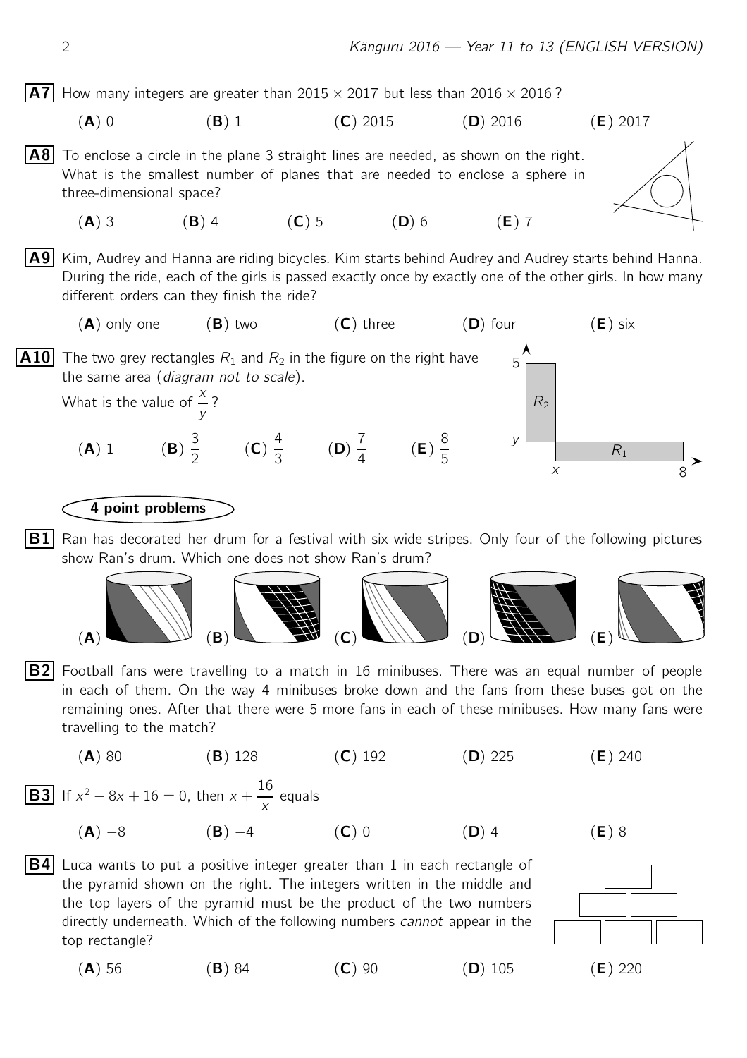**A7** How many integers are greater than $2015 \times 2017$ but less than $2016 \times 2016$?

(**A**) 0 (**B**) 1 (**C**) 2015 (**D**) 2016 (**E**) 2017

**A8** To enclose a circle in the plane 3 straight lines are needed, as shown on the right. What is the smallest number of planes that are needed to enclose a sphere in three-dimensional space?

(**A**) 3 (**B**) 4 (**C**) 5 (**D**) 6 (**E**) 7

**A9** Kim, Audrey and Hanna are riding bicycles. Kim starts behind Audrey and Audrey starts behind Hanna. During the ride, each of the girls is passed exactly once by exactly one of the other girls. In how many different orders can they finish the ride?

(**A**) only one (**B**) two (**C**) three (**D**) four (**E**) six

**A10** The two grey rectangles $R_1$ and $R_2$ in the figure on the right have the same area (*diagram not to scale*).

What is the value of $\frac{x}{y}$?

(**A**) 1 (**B**) $\frac{3}{2}$ (**C**) $\frac{4}{3}$ (**D**) $\frac{7}{4}$ (**E**) $\frac{8}{5}$

## 4 point problems

**B1** Ran has decorated her drum for a festival with six wide stripes. Only four of the following pictures show Ran's drum. Which one does not show Ran's drum?

(**A**) (**B**) (**C**) (**D**) (**E**)

**B2** Football fans were travelling to a match in 16 minibuses. There was an equal number of people in each of them. On the way 4 minibuses broke down and the fans from these buses got on the remaining ones. After that there were 5 more fans in each of these minibuses. How many fans were travelling to the match?

(**A**) 80 (**B**) 128 (**C**) 192 (**D**) 225 (**E**) 240

**B3** If $x^2 - 8x + 16 = 0$, then $x + \frac{16}{x}$ equals

(**A**) $-8$ (**B**) $-4$ (**C**) 0 (**D**) 4 (**E**) 8

**B4** Luca wants to put a positive integer greater than 1 in each rectangle of the pyramid shown on the right. The integers written in the middle and the top layers of the pyramid must be the product of the two numbers directly underneath. Which of the following numbers *cannot* appear in the top rectangle?

(**A**) 56 (**B**) 84 (**C**) 90 (**D**) 105 (**E**) 220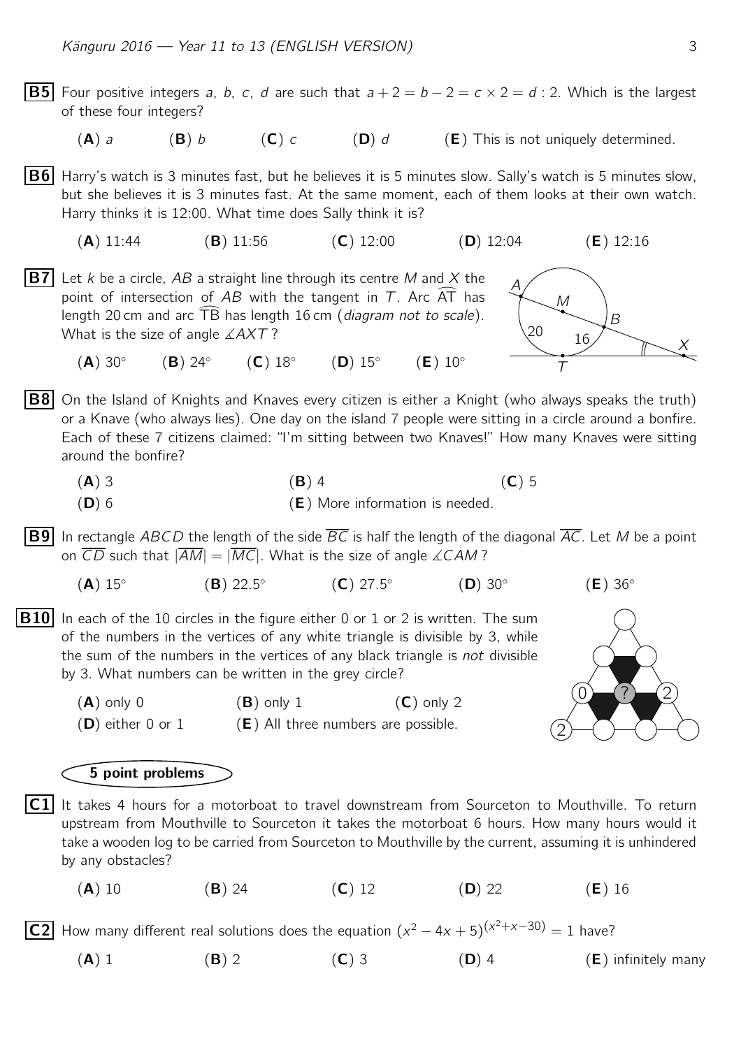**B5** Four positive integers $a$, $b$, $c$, $d$ are such that $a + 2 = b - 2 = c \times 2 = d : 2$. Which is the largest of these four integers?

(**A**) $a$ (**B**) $b$ (**C**) $c$ (**D**) $d$ (**E**) This is not uniquely determined.

**B6** Harry's watch is 3 minutes fast, but he believes it is 5 minutes slow. Sally's watch is 5 minutes slow, but she believes it is 3 minutes fast. At the same moment, each of them looks at their own watch. Harry thinks it is 12:00. What time does Sally think it is?

(**A**) 11:44 (**B**) 11:56 (**C**) 12:00 (**D**) 12:04 (**E**) 12:16

**B7** Let $k$ be a circle, $AB$ a straight line through its centre $M$ and $X$ the point of intersection of $AB$ with the tangent in $T$. Arc $\widehat{AT}$ has length 20 cm and arc $\widehat{TB}$ has length 16 cm (*diagram not to scale*). What is the size of angle $\measuredangle AXT$ ?

(**A**) $30^\circ$ (**B**) $24^\circ$ (**C**) $18^\circ$ (**D**) $15^\circ$ (**E**) $10^\circ$

**B8** On the Island of Knights and Knaves every citizen is either a Knight (who always speaks the truth) or a Knave (who always lies). One day on the island 7 people were sitting in a circle around a bonfire. Each of these 7 citizens claimed: "I'm sitting between two Knaves!" How many Knaves were sitting around the bonfire?

(**A**) 3 (**B**) 4 (**C**) 5
(**D**) 6 (**E**) More information is needed.

**B9** In rectangle $ABCD$ the length of the side $\overline{BC}$ is half the length of the diagonal $\overline{AC}$. Let $M$ be a point on $\overline{CD}$ such that $|\overline{AM}| = |\overline{MC}|$. What is the size of angle $\measuredangle CAM$ ?

(**A**) $15^\circ$ (**B**) $22.5^\circ$ (**C**) $27.5^\circ$ (**D**) $30^\circ$ (**E**) $36^\circ$

**B10** In each of the 10 circles in the figure either 0 or 1 or 2 is written. The sum of the numbers in the vertices of any white triangle is divisible by 3, while the sum of the numbers in the vertices of any black triangle is *not* divisible by 3. What numbers can be written in the grey circle?

(**A**) only 0 (**B**) only 1 (**C**) only 2
(**D**) either 0 or 1 (**E**) All three numbers are possible.

## 5 point problems

**C1** It takes 4 hours for a motorboat to travel downstream from Sourceton to Mouthville. To return upstream from Mouthville to Sourceton it takes the motorboat 6 hours. How many hours would it take a wooden log to be carried from Sourceton to Mouthville by the current, assuming it is unhindered by any obstacles?

(**A**) 10 (**B**) 24 (**C**) 12 (**D**) 22 (**E**) 16

**C2** How many different real solutions does the equation $(x^2 - 4x + 5)^{(x^2+x-30)} = 1$ have?

(**A**) 1 (**B**) 2 (**C**) 3 (**D**) 4 (**E**) infinitely many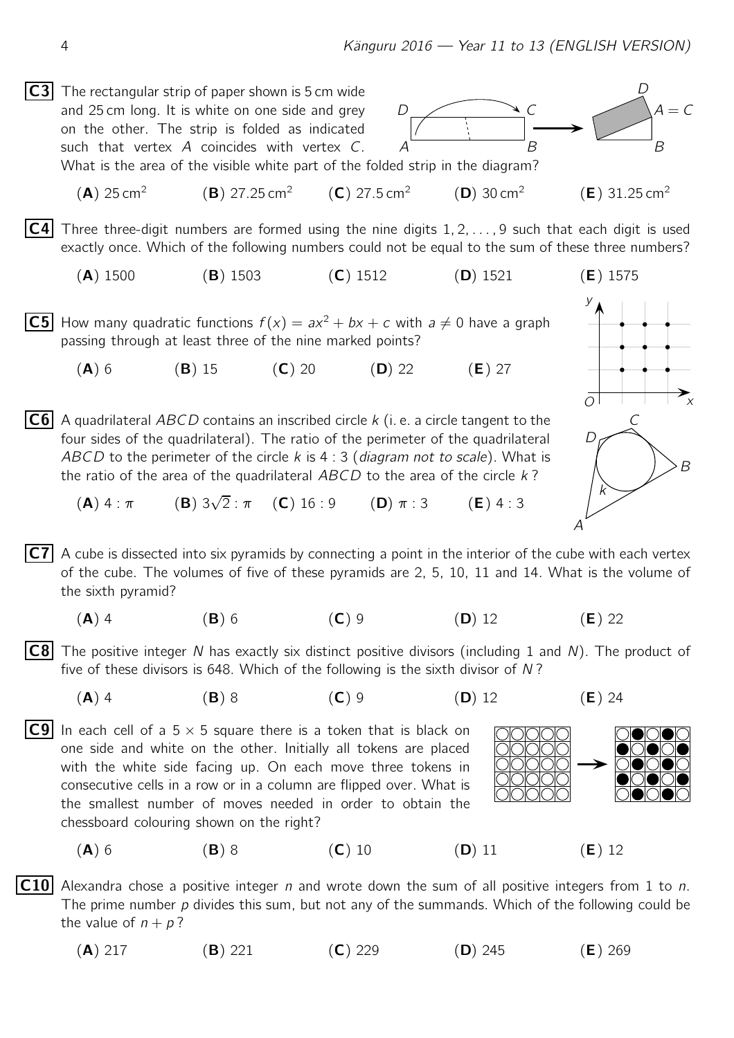**C3** The rectangular strip of paper shown is 5 cm wide and 25 cm long. It is white on one side and grey on the other. The strip is folded as indicated such that vertex $A$ coincides with vertex $C$. What is the area of the visible white part of the folded strip in the diagram?

D C
A B

D
$A = C$
B

(**A**) $25\,\text{cm}^2$ (**B**) $27.25\,\text{cm}^2$ (**C**) $27.5\,\text{cm}^2$ (**D**) $30\,\text{cm}^2$ (**E**) $31.25\,\text{cm}^2$

**C4** Three three-digit numbers are formed using the nine digits $1, 2, \ldots, 9$ such that each digit is used exactly once. Which of the following numbers could not be equal to the sum of these three numbers?

(**A**) 1500 (**B**) 1503 (**C**) 1512 (**D**) 1521 (**E**) 1575

**C5** How many quadratic functions $f(x) = ax^2 + bx + c$ with $a \neq 0$ have a graph passing through at least three of the nine marked points?

y
O x

(**A**) 6 (**B**) 15 (**C**) 20 (**D**) 22 (**E**) 27

**C6** A quadrilateral $ABCD$ contains an inscribed circle $k$ (i. e. a circle tangent to the four sides of the quadrilateral). The ratio of the perimeter of the quadrilateral $ABCD$ to the perimeter of the circle $k$ is $4 : 3$ (*diagram not to scale*). What is the ratio of the area of the quadrilateral $ABCD$ to the area of the circle $k$?

C
D
B
k
A

(**A**) $4 : \pi$ (**B**) $3\sqrt{2} : \pi$ (**C**) $16 : 9$ (**D**) $\pi : 3$ (**E**) $4 : 3$

**C7** A cube is dissected into six pyramids by connecting a point in the interior of the cube with each vertex of the cube. The volumes of five of these pyramids are 2, 5, 10, 11 and 14. What is the volume of the sixth pyramid?

(**A**) 4 (**B**) 6 (**C**) 9 (**D**) 12 (**E**) 22

**C8** The positive integer $N$ has exactly six distinct positive divisors (including 1 and $N$). The product of five of these divisors is 648. Which of the following is the sixth divisor of $N$?

(**A**) 4 (**B**) 8 (**C**) 9 (**D**) 12 (**E**) 24

**C9** In each cell of a $5 \times 5$ square there is a token that is black on one side and white on the other. Initially all tokens are placed with the white side facing up. On each move three tokens in consecutive cells in a row or in a column are flipped over. What is the smallest number of moves needed in order to obtain the chessboard colouring shown on the right?

(**A**) 6 (**B**) 8 (**C**) 10 (**D**) 11 (**E**) 12

**C10** Alexandra chose a positive integer $n$ and wrote down the sum of all positive integers from 1 to $n$. The prime number $p$ divides this sum, but not any of the summands. Which of the following could be the value of $n + p$?

(**A**) 217 (**B**) 221 (**C**) 229 (**D**) 245 (**E**) 269